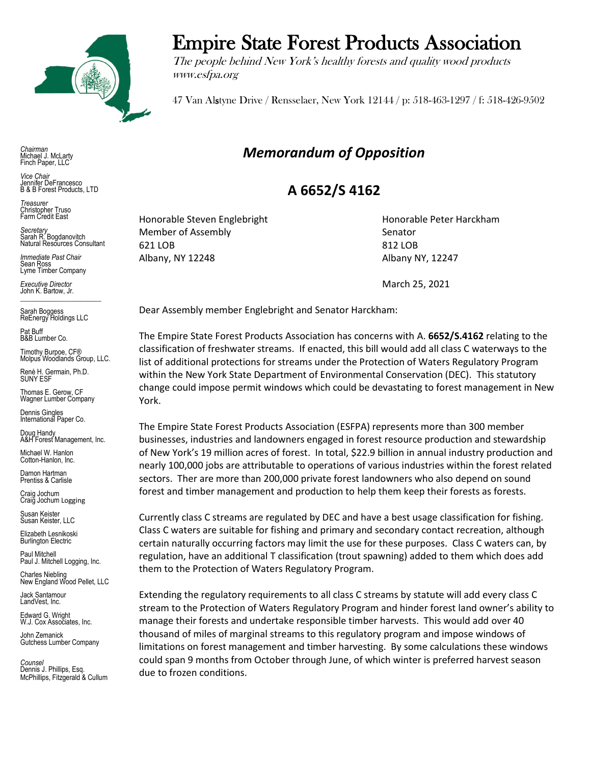# Empire State Forest Products Association

*The people behind New York's healthy forests and quality wood products*
*www.esfpa.org*

47 Van Alstyne Drive / Rensselaer, New York 12144 / p: 518-463-1297 / f: 518-426-9502

*Chairman*
Michael J. McLarty
Finch Paper, LLC

*Vice Chair*
Jennifer DeFrancesco
B & B Forest Products, LTD

*Treasurer*
Christopher Truso
Farm Credit East

*Secretary*
Sarah R. Bogdanovitch
Natural Resources Consultant

*Immediate Past Chair*
Sean Ross
Lyme Timber Company

*Executive Director*
John K. Bartow, Jr.

Sarah Boggess
ReEnergy Holdings LLC

Pat Buff
B&B Lumber Co.

Timothy Burpoe, CF®
Molpus Woodlands Group, LLC.

Renè H. Germain, Ph.D.
SUNY ESF

Thomas E. Gerow, CF
Wagner Lumber Company

Dennis Gingles
International Paper Co.

Doug Handy
A&H Forest Management, Inc.

Michael W. Hanlon
Cotton-Hanlon, Inc.

Damon Hartman
Prentiss & Carlisle

Craig Jochum
Craig Jochum Logging

Susan Keister
Susan Keister, LLC

Elizabeth Lesnikoski
Burlington Electric

Paul Mitchell
Paul J. Mitchell Logging, Inc.

Charles Niebling
New England Wood Pellet, LLC

Jack Santamour
LandVest, Inc.

Edward G. Wright
W.J. Cox Associates, Inc.

John Zemanick
Gutchess Lumber Company

*Counsel*
Dennis J. Phillips, Esq.
McPhillips, Fitzgerald & Cullum

## *Memorandum of Opposition*

## A 6652/S 4162

Honorable Steven Englebright
Member of Assembly
621 LOB
Albany, NY 12248

Honorable Peter Harckham
Senator
812 LOB
Albany NY, 12247

March 25, 2021

Dear Assembly member Englebright and Senator Harckham:

The Empire State Forest Products Association has concerns with A. **6652/S.4162** relating to the classification of freshwater streams. If enacted, this bill would add all class C waterways to the list of additional protections for streams under the Protection of Waters Regulatory Program within the New York State Department of Environmental Conservation (DEC). This statutory change could impose permit windows which could be devastating to forest management in New York.

The Empire State Forest Products Association (ESFPA) represents more than 300 member businesses, industries and landowners engaged in forest resource production and stewardship of New York's 19 million acres of forest. In total, $22.9 billion in annual industry production and nearly 100,000 jobs are attributable to operations of various industries within the forest related sectors. Ther are more than 200,000 private forest landowners who also depend on sound forest and timber management and production to help them keep their forests as forests.

Currently class C streams are regulated by DEC and have a best usage classification for fishing. Class C waters are suitable for fishing and primary and secondary contact recreation, although certain naturally occurring factors may limit the use for these purposes. Class C waters can, by regulation, have an additional T classification (trout spawning) added to them which does add them to the Protection of Waters Regulatory Program.

Extending the regulatory requirements to all class C streams by statute will add every class C stream to the Protection of Waters Regulatory Program and hinder forest land owner's ability to manage their forests and undertake responsible timber harvests. This would add over 40 thousand of miles of marginal streams to this regulatory program and impose windows of limitations on forest management and timber harvesting. By some calculations these windows could span 9 months from October through June, of which winter is preferred harvest season due to frozen conditions.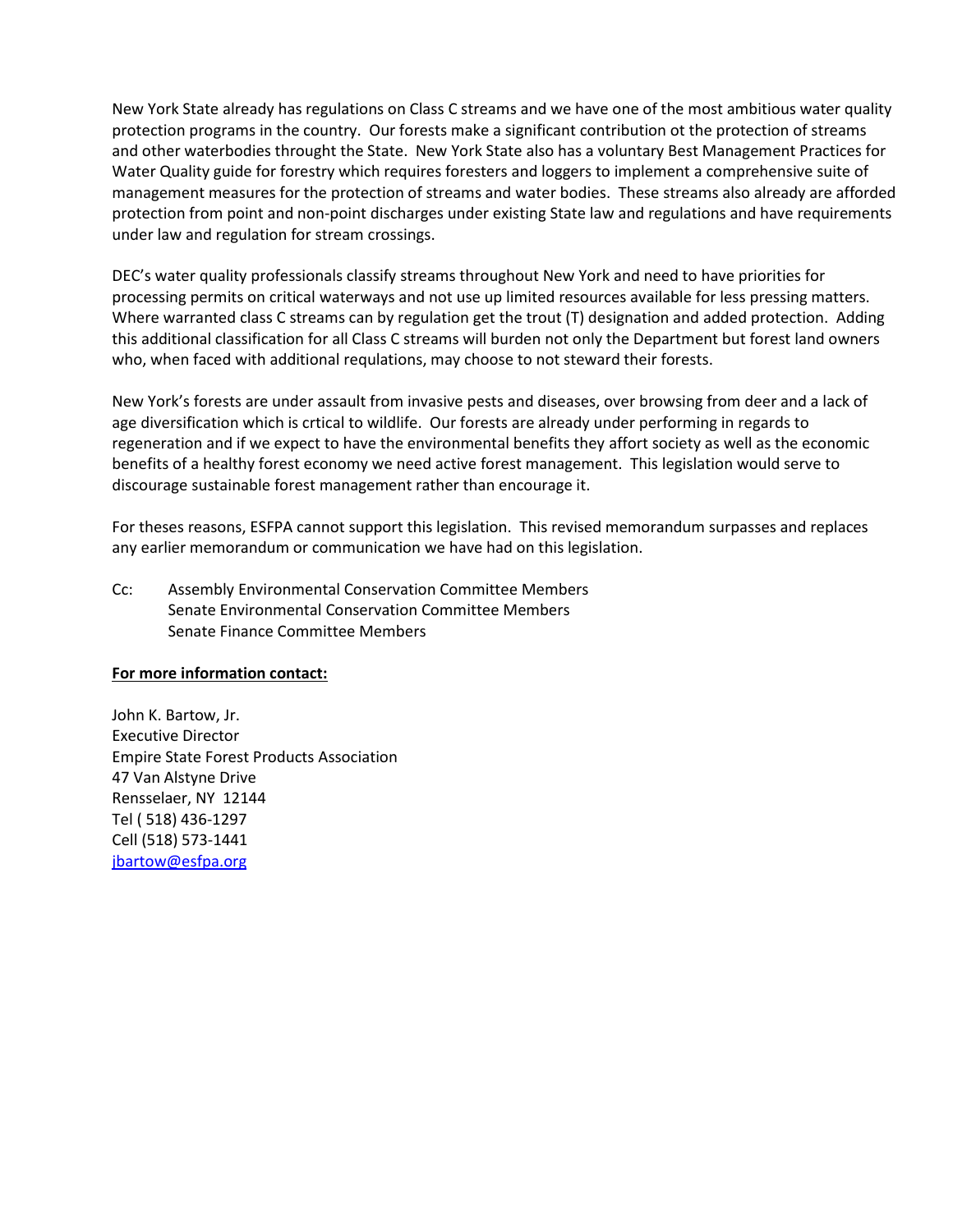New York State already has regulations on Class C streams and we have one of the most ambitious water quality protection programs in the country. Our forests make a significant contribution ot the protection of streams and other waterbodies throught the State. New York State also has a voluntary Best Management Practices for Water Quality guide for forestry which requires foresters and loggers to implement a comprehensive suite of management measures for the protection of streams and water bodies. These streams also already are afforded protection from point and non-point discharges under existing State law and regulations and have requirements under law and regulation for stream crossings.

DEC's water quality professionals classify streams throughout New York and need to have priorities for processing permits on critical waterways and not use up limited resources available for less pressing matters. Where warranted class C streams can by regulation get the trout (T) designation and added protection. Adding this additional classification for all Class C streams will burden not only the Department but forest land owners who, when faced with additional requlations, may choose to not steward their forests.

New York's forests are under assault from invasive pests and diseases, over browsing from deer and a lack of age diversification which is crtical to wildlife. Our forests are already under performing in regards to regeneration and if we expect to have the environmental benefits they affort society as well as the economic benefits of a healthy forest economy we need active forest management. This legislation would serve to discourage sustainable forest management rather than encourage it.

For theses reasons, ESFPA cannot support this legislation. This revised memorandum surpasses and replaces any earlier memorandum or communication we have had on this legislation.

Cc: Assembly Environmental Conservation Committee Members
Senate Environmental Conservation Committee Members
Senate Finance Committee Members

**For more information contact:**

John K. Bartow, Jr.
Executive Director
Empire State Forest Products Association
47 Van Alstyne Drive
Rensselaer, NY 12144
Tel ( 518) 436-1297
Cell (518) 573-1441
jbartow@esfpa.org